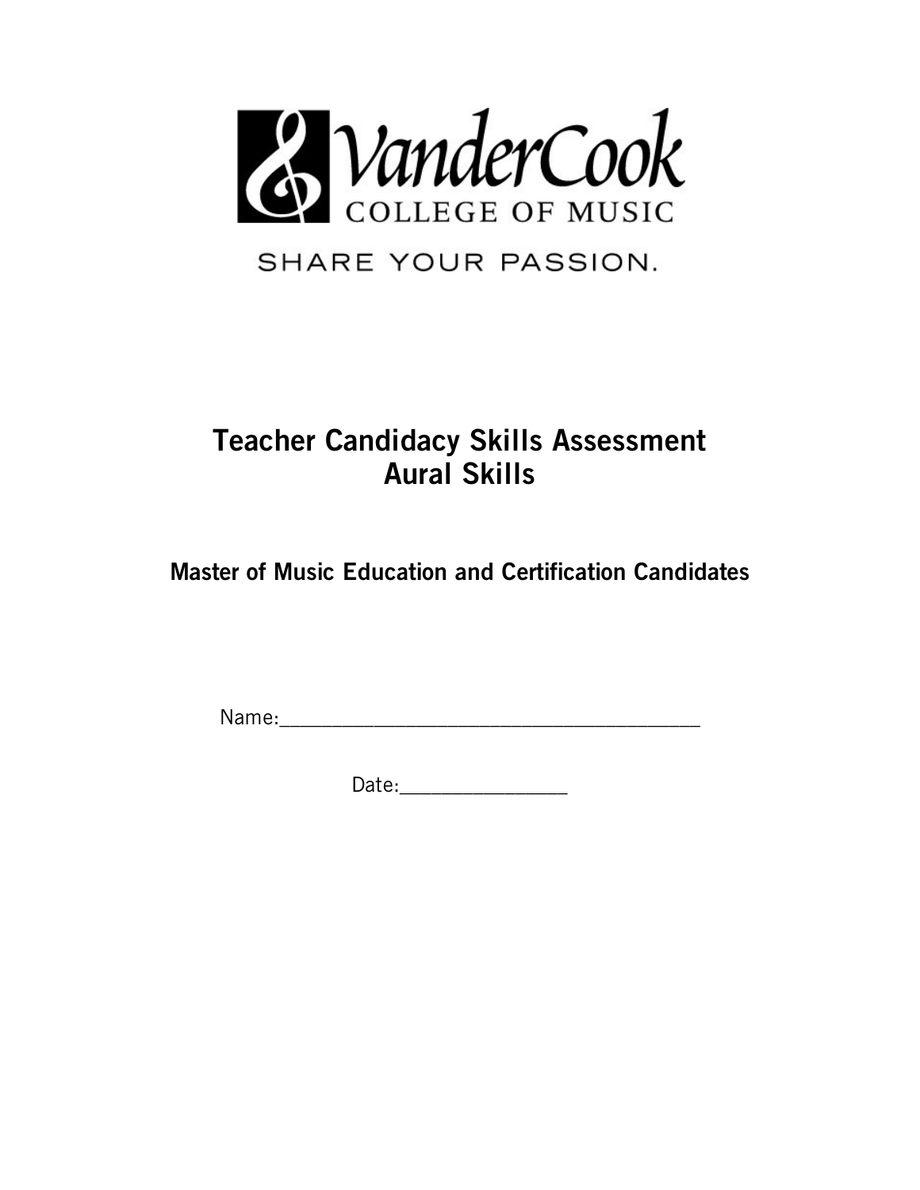VanderCook COLLEGE OF MUSIC

SHARE YOUR PASSION.

# Teacher Candidacy Skills Assessment
# Aural Skills

## Master of Music Education and Certification Candidates

Name:________________________________________

Date:________________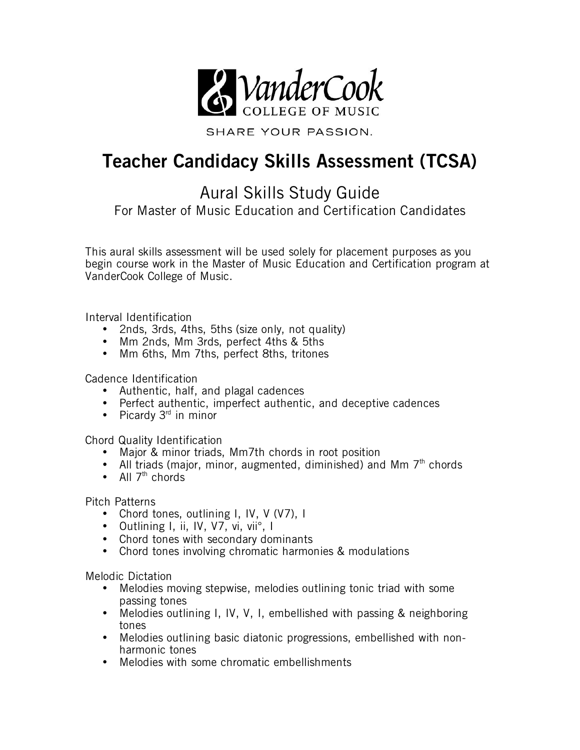# VanderCook College of Music

SHARE YOUR PASSION.

# Teacher Candidacy Skills Assessment (TCSA)

## Aural Skills Study Guide

For Master of Music Education and Certification Candidates

This aural skills assessment will be used solely for placement purposes as you begin course work in the Master of Music Education and Certification program at VanderCook College of Music.

Interval Identification

- 2nds, 3rds, 4ths, 5ths (size only, not quality)
- Mm 2nds, Mm 3rds, perfect 4ths & 5ths
- Mm 6ths, Mm 7ths, perfect 8ths, tritones

Cadence Identification

- Authentic, half, and plagal cadences
- Perfect authentic, imperfect authentic, and deceptive cadences
- Picardy 3rd in minor

Chord Quality Identification

- Major & minor triads, Mm7th chords in root position
- All triads (major, minor, augmented, diminished) and Mm 7th chords
- All 7th chords

Pitch Patterns

- Chord tones, outlining I, IV, V (V7), I
- Outlining I, ii, IV, V7, vi, vii°, I
- Chord tones with secondary dominants
- Chord tones involving chromatic harmonies & modulations

Melodic Dictation

- Melodies moving stepwise, melodies outlining tonic triad with some passing tones
- Melodies outlining I, IV, V, I, embellished with passing & neighboring tones
- Melodies outlining basic diatonic progressions, embellished with non-harmonic tones
- Melodies with some chromatic embellishments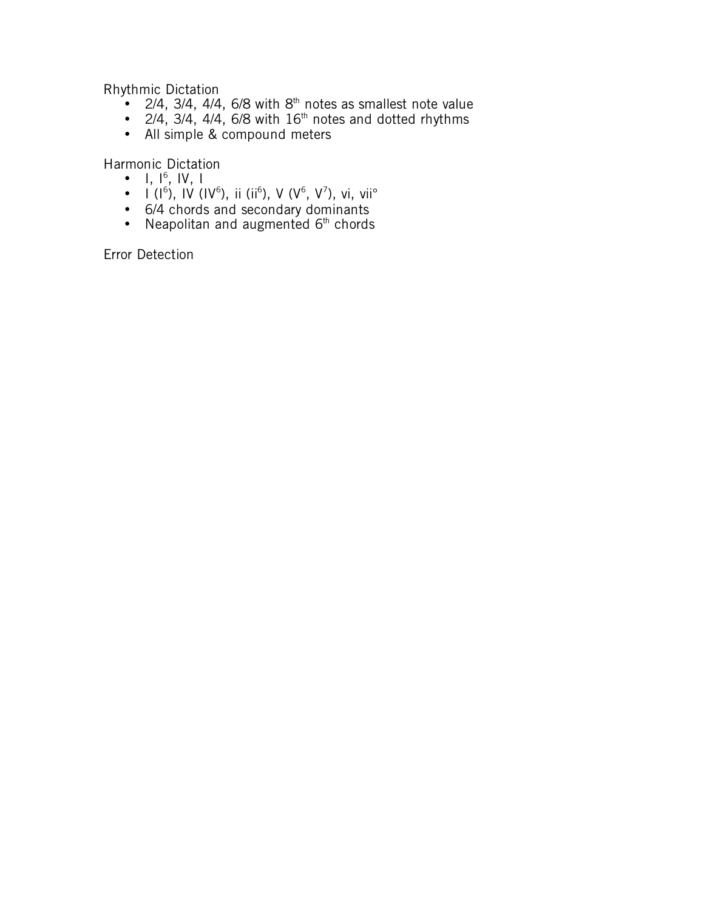Rhythmic Dictation

- 2/4, 3/4, 4/4, 6/8 with 8th notes as smallest note value
- 2/4, 3/4, 4/4, 6/8 with 16th notes and dotted rhythms
- All simple & compound meters

Harmonic Dictation

- I, $I^6$, IV, I
- I ($I^6$), IV ($IV^6$), ii ($ii^6$), V ($V^6$, $V^7$), vi, vii°
- 6/4 chords and secondary dominants
- Neapolitan and augmented 6th chords

Error Detection